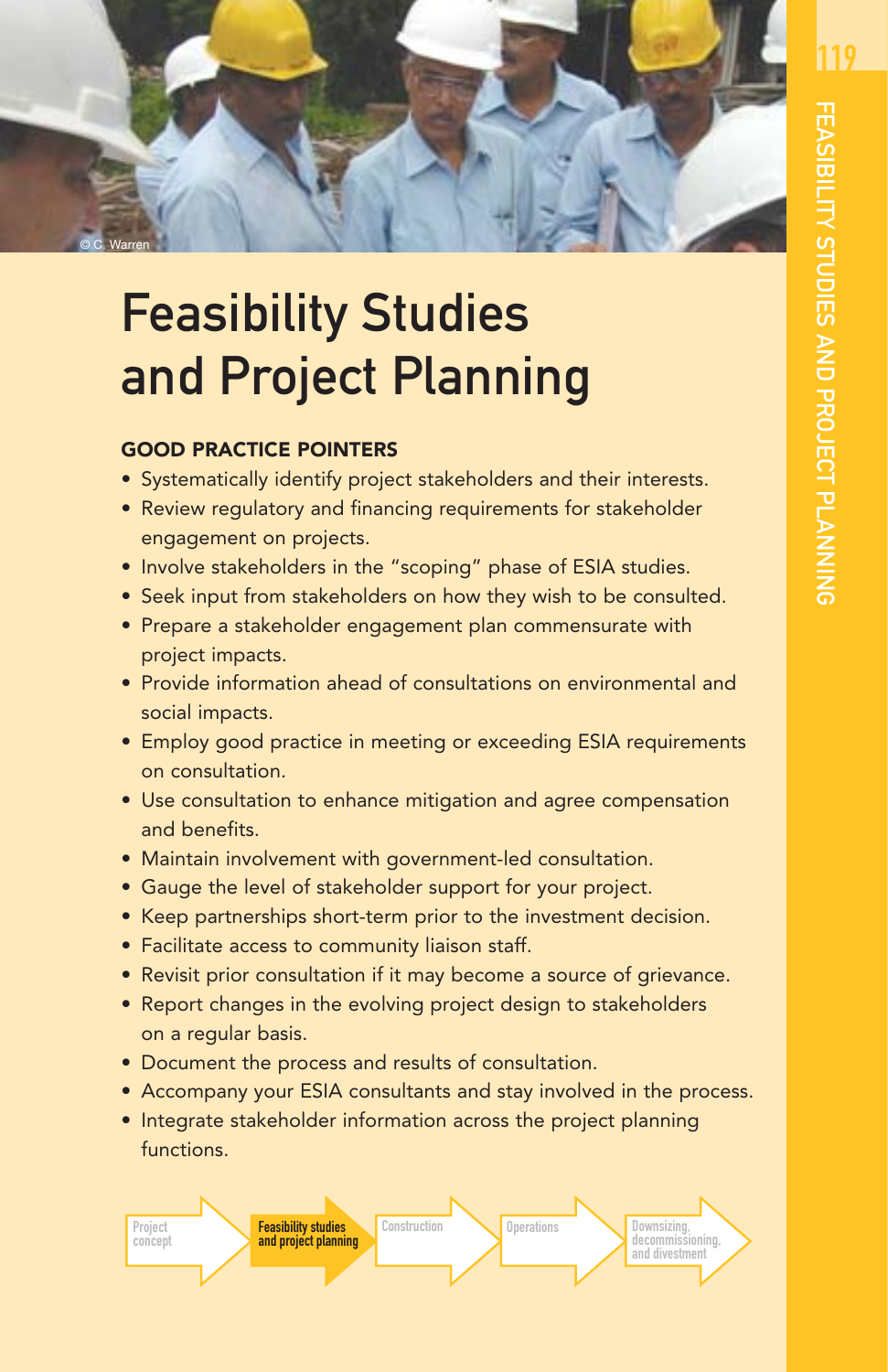# Feasibility Studies and Project Planning

## GOOD PRACTICE POINTERS

- Systematically identify project stakeholders and their interests.
- Review regulatory and financing requirements for stakeholder engagement on projects.
- Involve stakeholders in the "scoping" phase of ESIA studies.
- Seek input from stakeholders on how they wish to be consulted.
- Prepare a stakeholder engagement plan commensurate with project impacts.
- Provide information ahead of consultations on environmental and social impacts.
- Employ good practice in meeting or exceeding ESIA requirements on consultation.
- Use consultation to enhance mitigation and agree compensation and benefits.
- Maintain involvement with government-led consultation.
- Gauge the level of stakeholder support for your project.
- Keep partnerships short-term prior to the investment decision.
- Facilitate access to community liaison staff.
- Revisit prior consultation if it may become a source of grievance.
- Report changes in the evolving project design to stakeholders on a regular basis.
- Document the process and results of consultation.
- Accompany your ESIA consultants and stay involved in the process.
- Integrate stakeholder information across the project planning functions.

Project concept → **Feasibility studies and project planning** → Construction → Operations → Downsizing, decommissioning, and divestment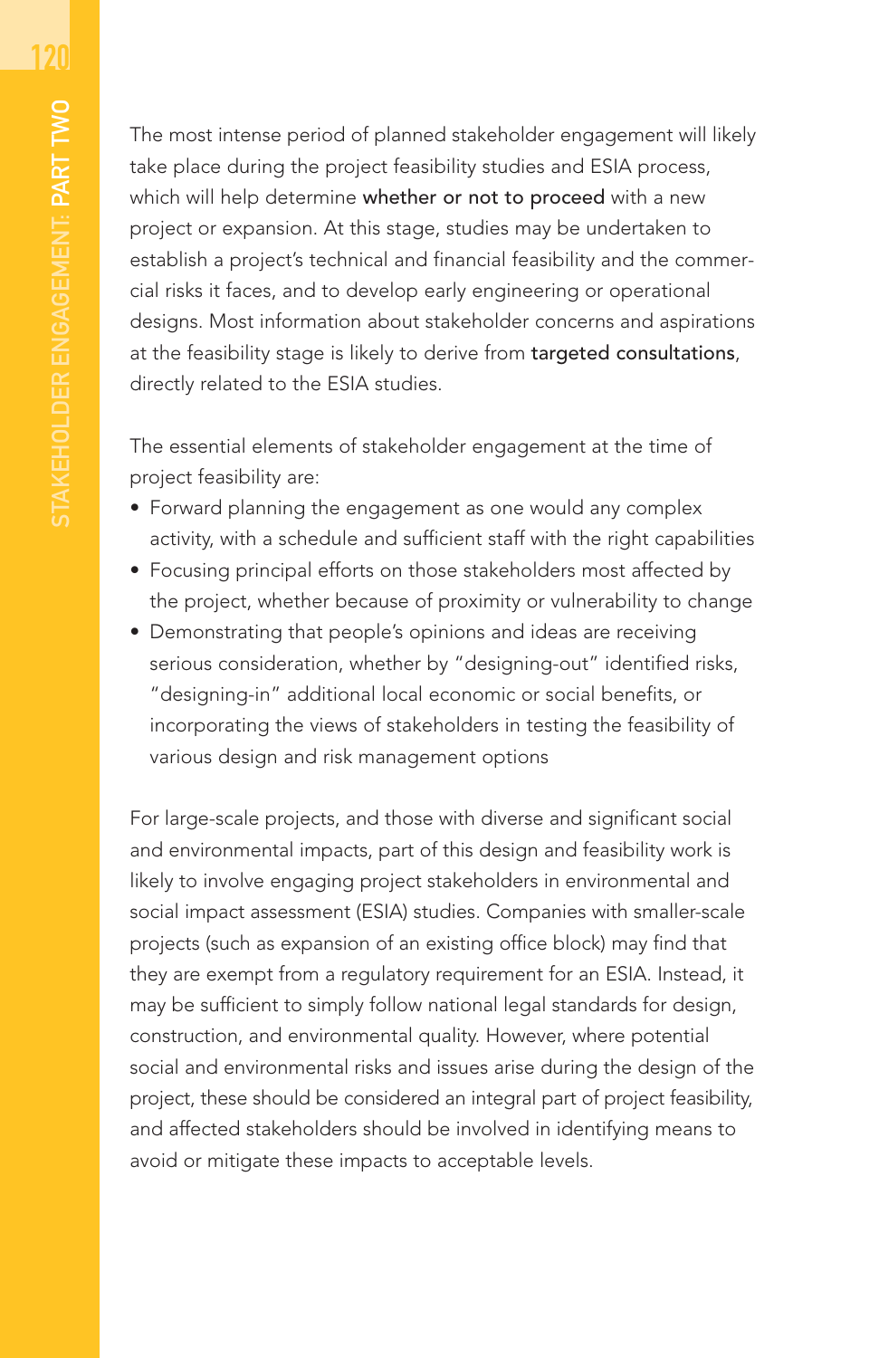The most intense period of planned stakeholder engagement will likely take place during the project feasibility studies and ESIA process, which will help determine **whether or not to proceed** with a new project or expansion. At this stage, studies may be undertaken to establish a project's technical and financial feasibility and the commercial risks it faces, and to develop early engineering or operational designs. Most information about stakeholder concerns and aspirations at the feasibility stage is likely to derive from **targeted consultations**, directly related to the ESIA studies.

The essential elements of stakeholder engagement at the time of project feasibility are:

- Forward planning the engagement as one would any complex activity, with a schedule and sufficient staff with the right capabilities
- Focusing principal efforts on those stakeholders most affected by the project, whether because of proximity or vulnerability to change
- Demonstrating that people's opinions and ideas are receiving serious consideration, whether by "designing-out" identified risks, "designing-in" additional local economic or social benefits, or incorporating the views of stakeholders in testing the feasibility of various design and risk management options

For large-scale projects, and those with diverse and significant social and environmental impacts, part of this design and feasibility work is likely to involve engaging project stakeholders in environmental and social impact assessment (ESIA) studies. Companies with smaller-scale projects (such as expansion of an existing office block) may find that they are exempt from a regulatory requirement for an ESIA. Instead, it may be sufficient to simply follow national legal standards for design, construction, and environmental quality. However, where potential social and environmental risks and issues arise during the design of the project, these should be considered an integral part of project feasibility, and affected stakeholders should be involved in identifying means to avoid or mitigate these impacts to acceptable levels.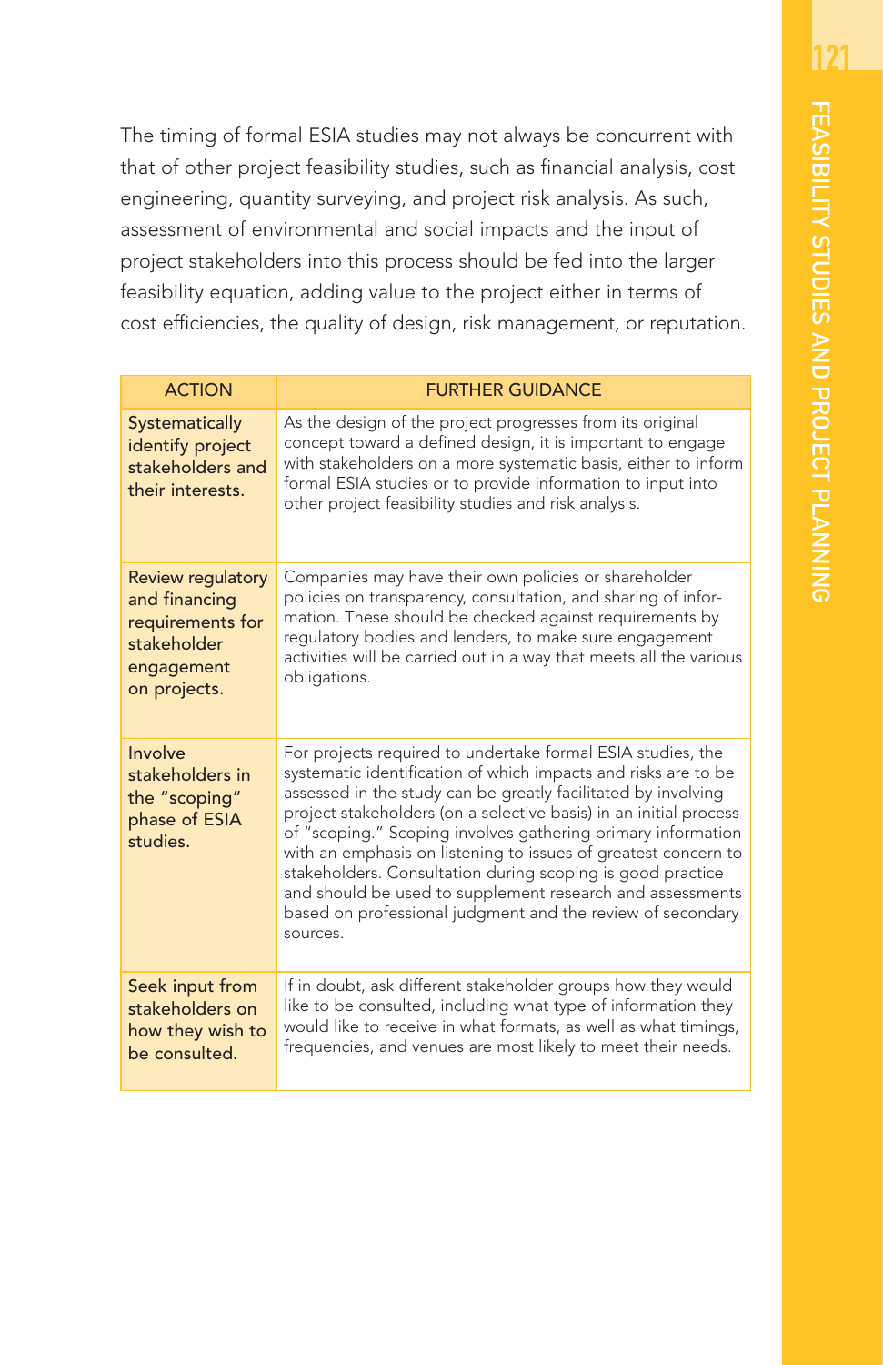The timing of formal ESIA studies may not always be concurrent with that of other project feasibility studies, such as financial analysis, cost engineering, quantity surveying, and project risk analysis. As such, assessment of environmental and social impacts and the input of project stakeholders into this process should be fed into the larger feasibility equation, adding value to the project either in terms of cost efficiencies, the quality of design, risk management, or reputation.

| ACTION | FURTHER GUIDANCE |
|---|---|
| Systematically identify project stakeholders and their interests. | As the design of the project progresses from its original concept toward a defined design, it is important to engage with stakeholders on a more systematic basis, either to inform formal ESIA studies or to provide information to input into other project feasibility studies and risk analysis. |
| Review regulatory and financing requirements for stakeholder engagement on projects. | Companies may have their own policies or shareholder policies on transparency, consultation, and sharing of information. These should be checked against requirements by regulatory bodies and lenders, to make sure engagement activities will be carried out in a way that meets all the various obligations. |
| Involve stakeholders in the "scoping" phase of ESIA studies. | For projects required to undertake formal ESIA studies, the systematic identification of which impacts and risks are to be assessed in the study can be greatly facilitated by involving project stakeholders (on a selective basis) in an initial process of "scoping." Scoping involves gathering primary information with an emphasis on listening to issues of greatest concern to stakeholders. Consultation during scoping is good practice and should be used to supplement research and assessments based on professional judgment and the review of secondary sources. |
| Seek input from stakeholders on how they wish to be consulted. | If in doubt, ask different stakeholder groups how they would like to be consulted, including what type of information they would like to receive in what formats, as well as what timings, frequencies, and venues are most likely to meet their needs. |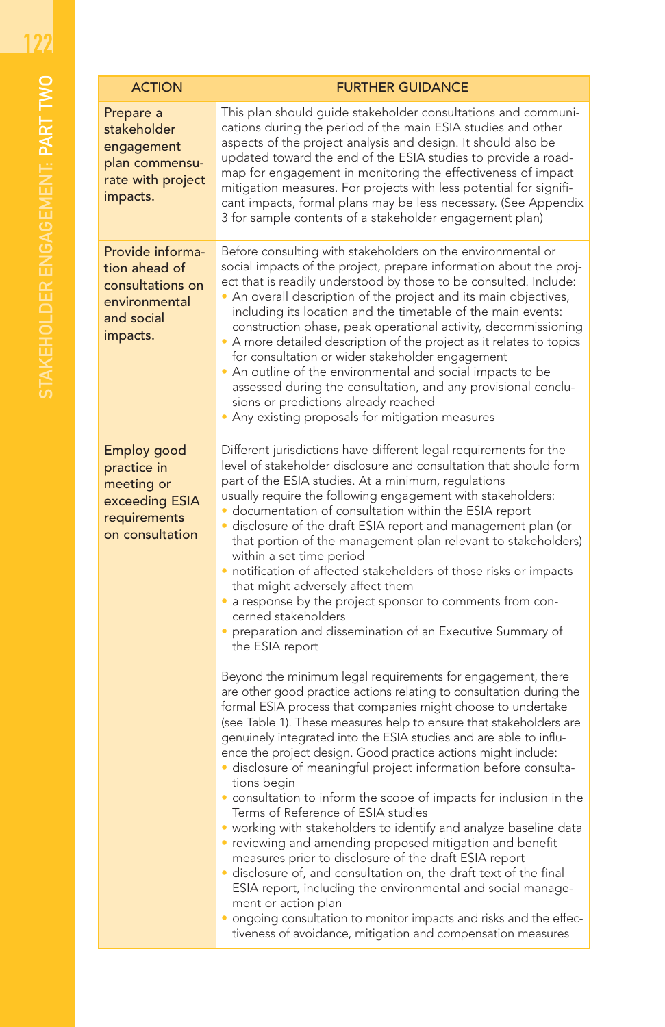| ACTION | FURTHER GUIDANCE |
|---|---|
| Prepare a stakeholder engagement plan commensurate with project impacts. | This plan should guide stakeholder consultations and communications during the period of the main ESIA studies and other aspects of the project analysis and design. It should also be updated toward the end of the ESIA studies to provide a road-map for engagement in monitoring the effectiveness of impact mitigation measures. For projects with less potential for significant impacts, formal plans may be less necessary. (See Appendix 3 for sample contents of a stakeholder engagement plan) |
| Provide information ahead of consultations on environmental and social impacts. | Before consulting with stakeholders on the environmental or social impacts of the project, prepare information about the project that is readily understood by those to be consulted. Include:<br>• An overall description of the project and its main objectives, including its location and the timetable of the main events: construction phase, peak operational activity, decommissioning<br>• A more detailed description of the project as it relates to topics for consultation or wider stakeholder engagement<br>• An outline of the environmental and social impacts to be assessed during the consultation, and any provisional conclusions or predictions already reached<br>• Any existing proposals for mitigation measures |
| Employ good practice in meeting or exceeding ESIA requirements on consultation | Different jurisdictions have different legal requirements for the level of stakeholder disclosure and consultation that should form part of the ESIA studies. At a minimum, regulations usually require the following engagement with stakeholders:<br>• documentation of consultation within the ESIA report<br>• disclosure of the draft ESIA report and management plan (or that portion of the management plan relevant to stakeholders) within a set time period<br>• notification of affected stakeholders of those risks or impacts that might adversely affect them<br>• a response by the project sponsor to comments from concerned stakeholders<br>• preparation and dissemination of an Executive Summary of the ESIA report<br><br>Beyond the minimum legal requirements for engagement, there are other good practice actions relating to consultation during the formal ESIA process that companies might choose to undertake (see Table 1). These measures help to ensure that stakeholders are genuinely integrated into the ESIA studies and are able to influence the project design. Good practice actions might include:<br>• disclosure of meaningful project information before consultations begin<br>• consultation to inform the scope of impacts for inclusion in the Terms of Reference of ESIA studies<br>• working with stakeholders to identify and analyze baseline data<br>• reviewing and amending proposed mitigation and benefit measures prior to disclosure of the draft ESIA report<br>• disclosure of, and consultation on, the draft text of the final ESIA report, including the environmental and social management or action plan<br>• ongoing consultation to monitor impacts and risks and the effectiveness of avoidance, mitigation and compensation measures |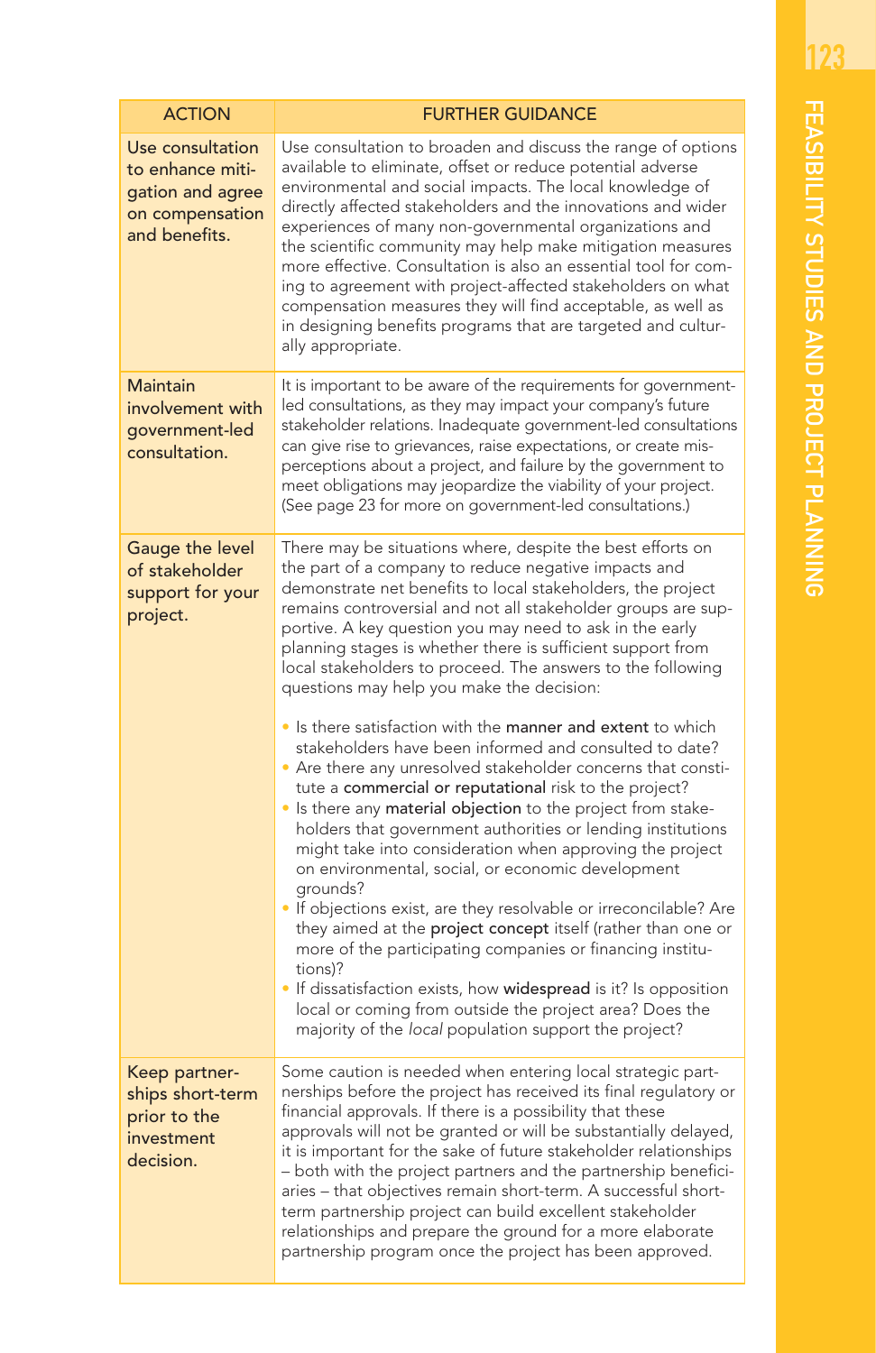| ACTION | FURTHER GUIDANCE |
| --- | --- |
| Use consultation to enhance mitigation and agree on compensation and benefits. | Use consultation to broaden and discuss the range of options available to eliminate, offset or reduce potential adverse environmental and social impacts. The local knowledge of directly affected stakeholders and the innovations and wider experiences of many non-governmental organizations and the scientific community may help make mitigation measures more effective. Consultation is also an essential tool for coming to agreement with project-affected stakeholders on what compensation measures they will find acceptable, as well as in designing benefits programs that are targeted and culturally appropriate. |
| Maintain involvement with government-led consultation. | It is important to be aware of the requirements for government-led consultations, as they may impact your company's future stakeholder relations. Inadequate government-led consultations can give rise to grievances, raise expectations, or create misperceptions about a project, and failure by the government to meet obligations may jeopardize the viability of your project. (See page 23 for more on government-led consultations.) |
| Gauge the level of stakeholder support for your project. | There may be situations where, despite the best efforts on the part of a company to reduce negative impacts and demonstrate net benefits to local stakeholders, the project remains controversial and not all stakeholder groups are supportive. A key question you may need to ask in the early planning stages is whether there is sufficient support from local stakeholders to proceed. The answers to the following questions may help you make the decision:<br><br>• Is there satisfaction with the **manner and extent** to which stakeholders have been informed and consulted to date?<br>• Are there any unresolved stakeholder concerns that constitute a **commercial or reputational** risk to the project?<br>• Is there any **material objection** to the project from stakeholders that government authorities or lending institutions might take into consideration when approving the project on environmental, social, or economic development grounds?<br>• If objections exist, are they resolvable or irreconcilable? Are they aimed at the **project concept** itself (rather than one or more of the participating companies or financing institutions)?<br>• If dissatisfaction exists, how **widespread** is it? Is opposition local or coming from outside the project area? Does the majority of the *local* population support the project? |
| Keep partnerships short-term prior to the investment decision. | Some caution is needed when entering local strategic partnerships before the project has received its final regulatory or financial approvals. If there is a possibility that these approvals will not be granted or will be substantially delayed, it is important for the sake of future stakeholder relationships – both with the project partners and the partnership beneficiaries – that objectives remain short-term. A successful short-term partnership project can build excellent stakeholder relationships and prepare the ground for a more elaborate partnership program once the project has been approved. |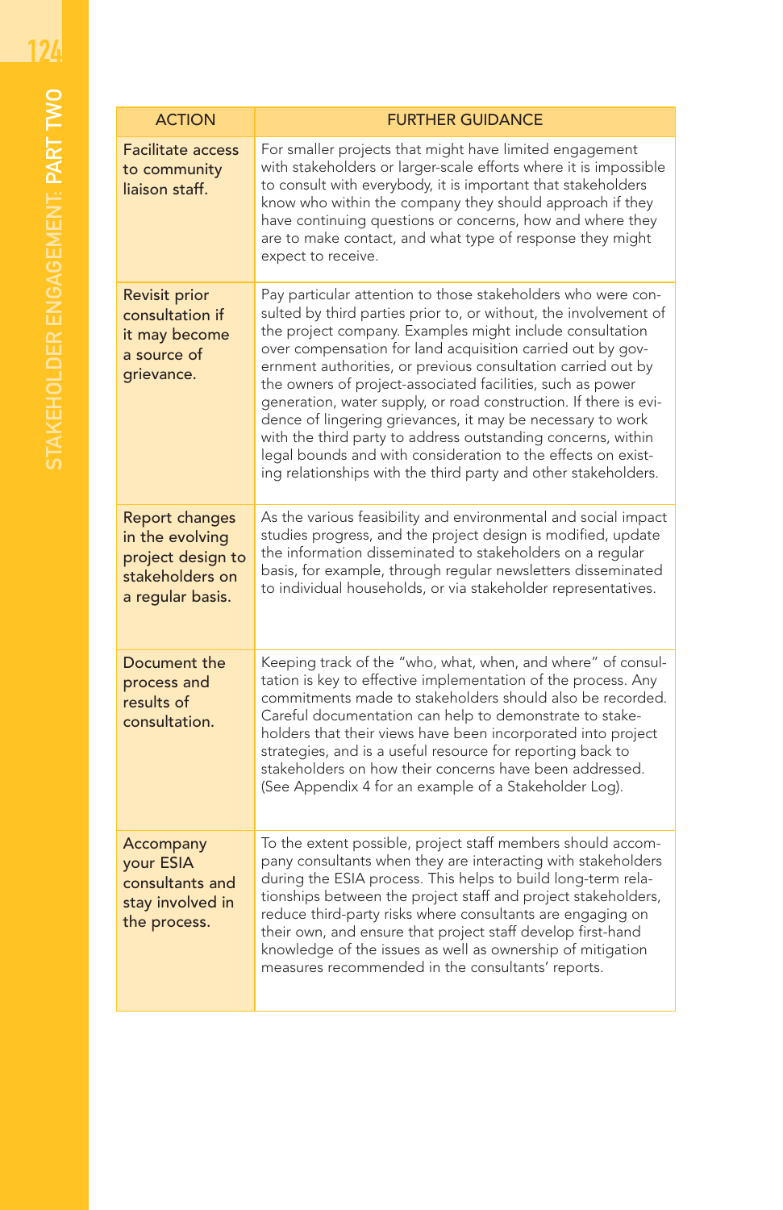| ACTION | FURTHER GUIDANCE |
|---|---|
| Facilitate access to community liaison staff. | For smaller projects that might have limited engagement with stakeholders or larger-scale efforts where it is impossible to consult with everybody, it is important that stakeholders know who within the company they should approach if they have continuing questions or concerns, how and where they are to make contact, and what type of response they might expect to receive. |
| Revisit prior consultation if it may become a source of grievance. | Pay particular attention to those stakeholders who were consulted by third parties prior to, or without, the involvement of the project company. Examples might include consultation over compensation for land acquisition carried out by government authorities, or previous consultation carried out by the owners of project-associated facilities, such as power generation, water supply, or road construction. If there is evidence of lingering grievances, it may be necessary to work with the third party to address outstanding concerns, within legal bounds and with consideration to the effects on existing relationships with the third party and other stakeholders. |
| Report changes in the evolving project design to stakeholders on a regular basis. | As the various feasibility and environmental and social impact studies progress, and the project design is modified, update the information disseminated to stakeholders on a regular basis, for example, through regular newsletters disseminated to individual households, or via stakeholder representatives. |
| Document the process and results of consultation. | Keeping track of the "who, what, when, and where" of consultation is key to effective implementation of the process. Any commitments made to stakeholders should also be recorded. Careful documentation can help to demonstrate to stakeholders that their views have been incorporated into project strategies, and is a useful resource for reporting back to stakeholders on how their concerns have been addressed. (See Appendix 4 for an example of a Stakeholder Log). |
| Accompany your ESIA consultants and stay involved in the process. | To the extent possible, project staff members should accompany consultants when they are interacting with stakeholders during the ESIA process. This helps to build long-term relationships between the project staff and project stakeholders, reduce third-party risks where consultants are engaging on their own, and ensure that project staff develop first-hand knowledge of the issues as well as ownership of mitigation measures recommended in the consultants' reports. |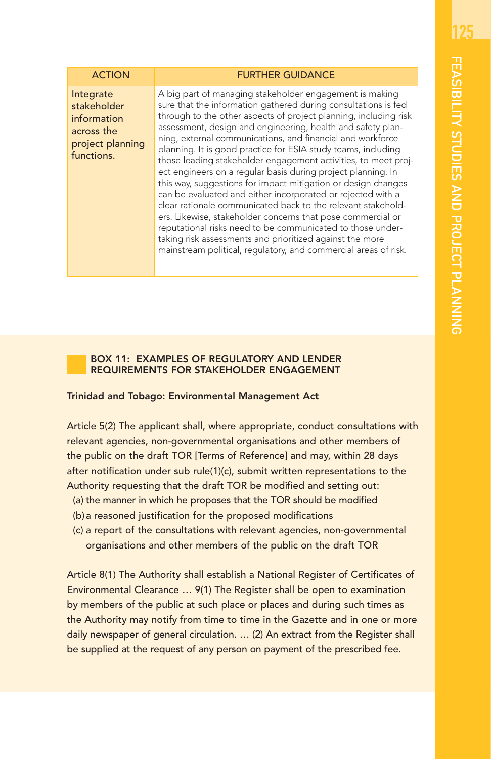| ACTION | FURTHER GUIDANCE |
|---|---|
| Integrate stakeholder information across the project planning functions. | A big part of managing stakeholder engagement is making sure that the information gathered during consultations is fed through to the other aspects of project planning, including risk assessment, design and engineering, health and safety planning, external communications, and financial and workforce planning. It is good practice for ESIA study teams, including those leading stakeholder engagement activities, to meet project engineers on a regular basis during project planning. In this way, suggestions for impact mitigation or design changes can be evaluated and either incorporated or rejected with a clear rationale communicated back to the relevant stakeholders. Likewise, stakeholder concerns that pose commercial or reputational risks need to be communicated to those undertaking risk assessments and prioritized against the more mainstream political, regulatory, and commercial areas of risk. |

### BOX 11: EXAMPLES OF REGULATORY AND LENDER REQUIREMENTS FOR STAKEHOLDER ENGAGEMENT

**Trinidad and Tobago: Environmental Management Act**

Article 5(2) The applicant shall, where appropriate, conduct consultations with relevant agencies, non-governmental organisations and other members of the public on the draft TOR [Terms of Reference] and may, within 28 days after notification under sub rule(1)(c), submit written representations to the Authority requesting that the draft TOR be modified and setting out:

(a) the manner in which he proposes that the TOR should be modified
(b) a reasoned justification for the proposed modifications
(c) a report of the consultations with relevant agencies, non-governmental organisations and other members of the public on the draft TOR

Article 8(1) The Authority shall establish a National Register of Certificates of Environmental Clearance … 9(1) The Register shall be open to examination by members of the public at such place or places and during such times as the Authority may notify from time to time in the Gazette and in one or more daily newspaper of general circulation. … (2) An extract from the Register shall be supplied at the request of any person on payment of the prescribed fee.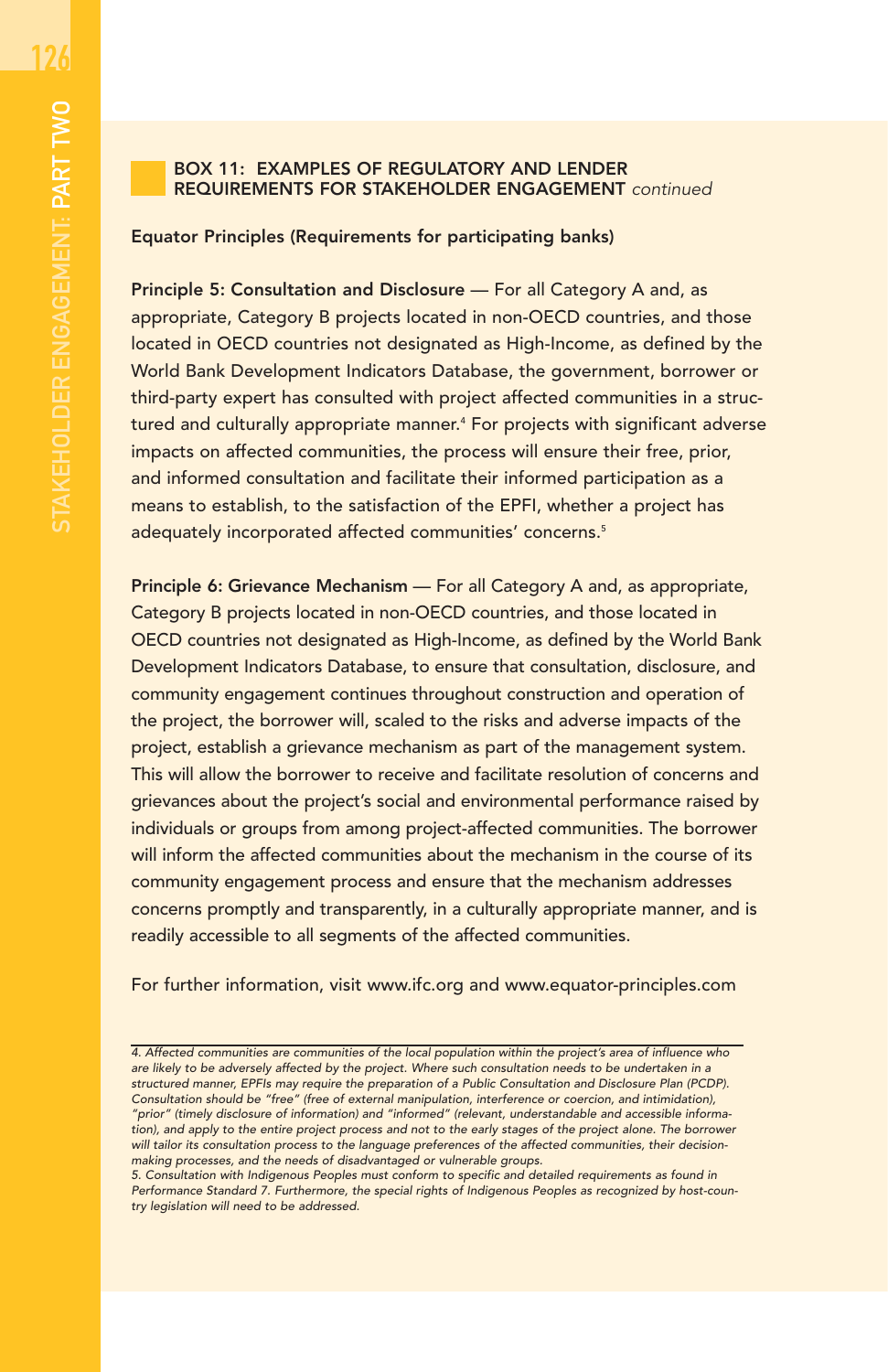### BOX 11: EXAMPLES OF REGULATORY AND LENDER REQUIREMENTS FOR STAKEHOLDER ENGAGEMENT *continued*

**Equator Principles (Requirements for participating banks)**

**Principle 5: Consultation and Disclosure** — For all Category A and, as appropriate, Category B projects located in non-OECD countries, and those located in OECD countries not designated as High-Income, as defined by the World Bank Development Indicators Database, the government, borrower or third-party expert has consulted with project affected communities in a structured and culturally appropriate manner.[4] For projects with significant adverse impacts on affected communities, the process will ensure their free, prior, and informed consultation and facilitate their informed participation as a means to establish, to the satisfaction of the EPFI, whether a project has adequately incorporated affected communities' concerns.[5]

**Principle 6: Grievance Mechanism** — For all Category A and, as appropriate, Category B projects located in non-OECD countries, and those located in OECD countries not designated as High-Income, as defined by the World Bank Development Indicators Database, to ensure that consultation, disclosure, and community engagement continues throughout construction and operation of the project, the borrower will, scaled to the risks and adverse impacts of the project, establish a grievance mechanism as part of the management system. This will allow the borrower to receive and facilitate resolution of concerns and grievances about the project's social and environmental performance raised by individuals or groups from among project-affected communities. The borrower will inform the affected communities about the mechanism in the course of its community engagement process and ensure that the mechanism addresses concerns promptly and transparently, in a culturally appropriate manner, and is readily accessible to all segments of the affected communities.

For further information, visit www.ifc.org and www.equator-principles.com

---

*4. Affected communities are communities of the local population within the project's area of influence who are likely to be adversely affected by the project. Where such consultation needs to be undertaken in a structured manner, EPFIs may require the preparation of a Public Consultation and Disclosure Plan (PCDP). Consultation should be "free" (free of external manipulation, interference or coercion, and intimidation), "prior" (timely disclosure of information) and "informed" (relevant, understandable and accessible information), and apply to the entire project process and not to the early stages of the project alone. The borrower will tailor its consultation process to the language preferences of the affected communities, their decision-making processes, and the needs of disadvantaged or vulnerable groups.*

*5. Consultation with Indigenous Peoples must conform to specific and detailed requirements as found in Performance Standard 7. Furthermore, the special rights of Indigenous Peoples as recognized by host-country legislation will need to be addressed.*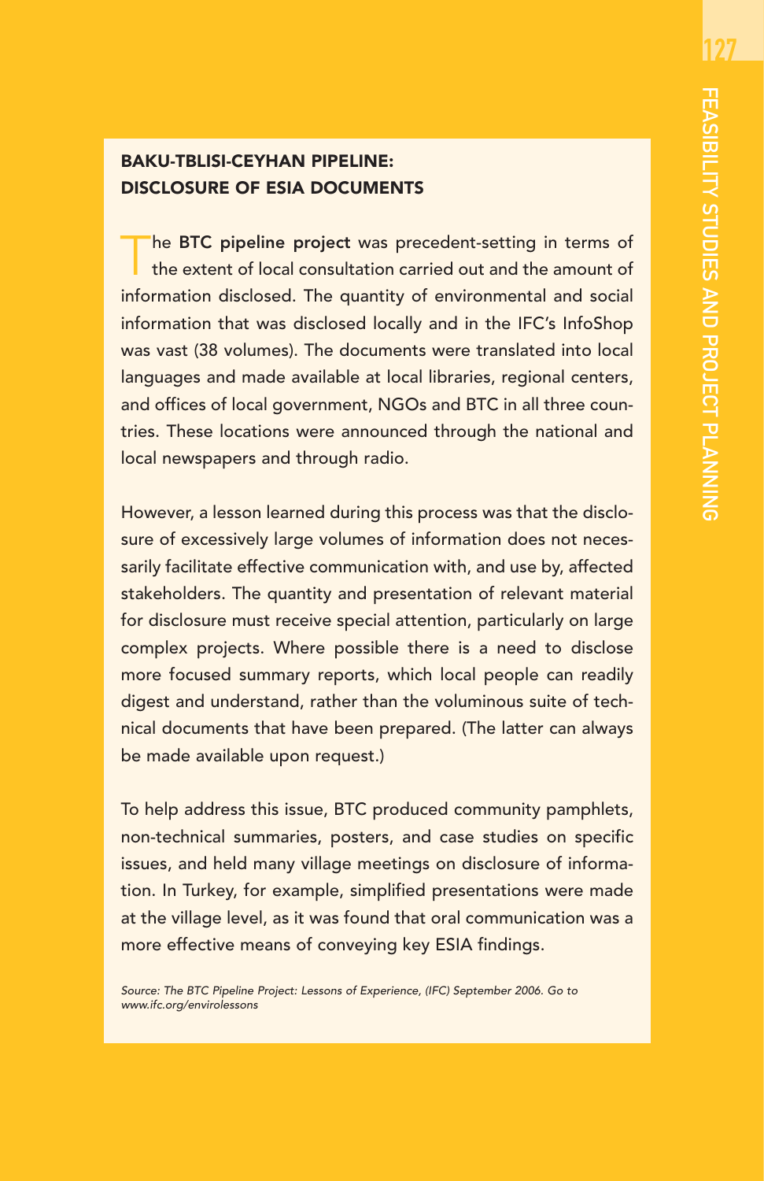## BAKU-TBLISI-CEYHAN PIPELINE: DISCLOSURE OF ESIA DOCUMENTS

The **BTC pipeline project** was precedent-setting in terms of the extent of local consultation carried out and the amount of information disclosed. The quantity of environmental and social information that was disclosed locally and in the IFC's InfoShop was vast (38 volumes). The documents were translated into local languages and made available at local libraries, regional centers, and offices of local government, NGOs and BTC in all three countries. These locations were announced through the national and local newspapers and through radio.

However, a lesson learned during this process was that the disclosure of excessively large volumes of information does not necessarily facilitate effective communication with, and use by, affected stakeholders. The quantity and presentation of relevant material for disclosure must receive special attention, particularly on large complex projects. Where possible there is a need to disclose more focused summary reports, which local people can readily digest and understand, rather than the voluminous suite of technical documents that have been prepared. (The latter can always be made available upon request.)

To help address this issue, BTC produced community pamphlets, non-technical summaries, posters, and case studies on specific issues, and held many village meetings on disclosure of information. In Turkey, for example, simplified presentations were made at the village level, as it was found that oral communication was a more effective means of conveying key ESIA findings.

*Source: The BTC Pipeline Project: Lessons of Experience, (IFC) September 2006. Go to www.ifc.org/envirolessons*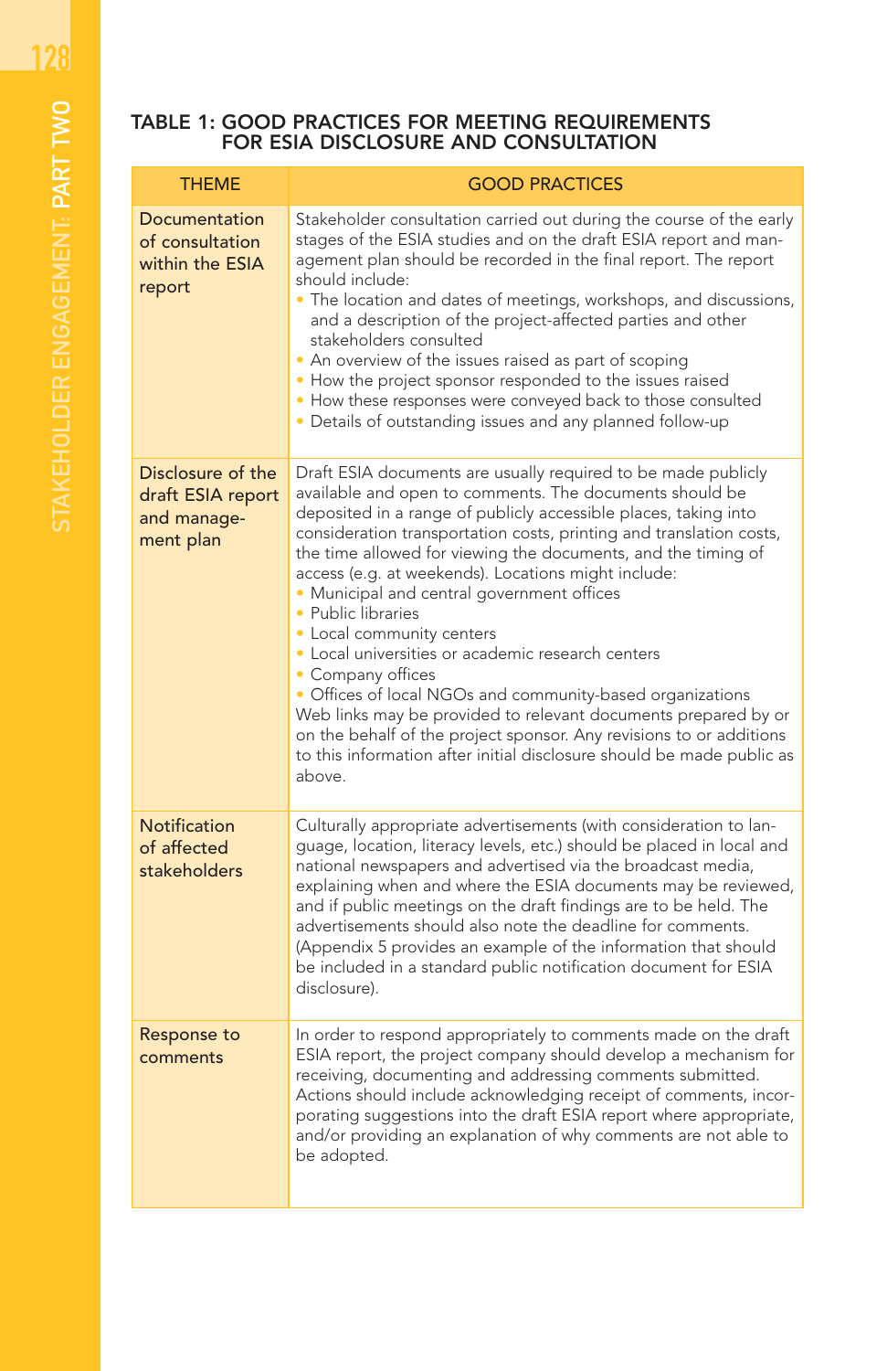### TABLE 1: GOOD PRACTICES FOR MEETING REQUIREMENTS FOR ESIA DISCLOSURE AND CONSULTATION

| THEME | GOOD PRACTICES |
|---|---|
| Documentation of consultation within the ESIA report | Stakeholder consultation carried out during the course of the early stages of the ESIA studies and on the draft ESIA report and management plan should be recorded in the final report. The report should include:<br>• The location and dates of meetings, workshops, and discussions, and a description of the project-affected parties and other stakeholders consulted<br>• An overview of the issues raised as part of scoping<br>• How the project sponsor responded to the issues raised<br>• How these responses were conveyed back to those consulted<br>• Details of outstanding issues and any planned follow-up |
| Disclosure of the draft ESIA report and management plan | Draft ESIA documents are usually required to be made publicly available and open to comments. The documents should be deposited in a range of publicly accessible places, taking into consideration transportation costs, printing and translation costs, the time allowed for viewing the documents, and the timing of access (e.g. at weekends). Locations might include:<br>• Municipal and central government offices<br>• Public libraries<br>• Local community centers<br>• Local universities or academic research centers<br>• Company offices<br>• Offices of local NGOs and community-based organizations<br>Web links may be provided to relevant documents prepared by or on the behalf of the project sponsor. Any revisions to or additions to this information after initial disclosure should be made public as above. |
| Notification of affected stakeholders | Culturally appropriate advertisements (with consideration to language, location, literacy levels, etc.) should be placed in local and national newspapers and advertised via the broadcast media, explaining when and where the ESIA documents may be reviewed, and if public meetings on the draft findings are to be held. The advertisements should also note the deadline for comments. (Appendix 5 provides an example of the information that should be included in a standard public notification document for ESIA disclosure). |
| Response to comments | In order to respond appropriately to comments made on the draft ESIA report, the project company should develop a mechanism for receiving, documenting and addressing comments submitted. Actions should include acknowledging receipt of comments, incorporating suggestions into the draft ESIA report where appropriate, and/or providing an explanation of why comments are not able to be adopted. |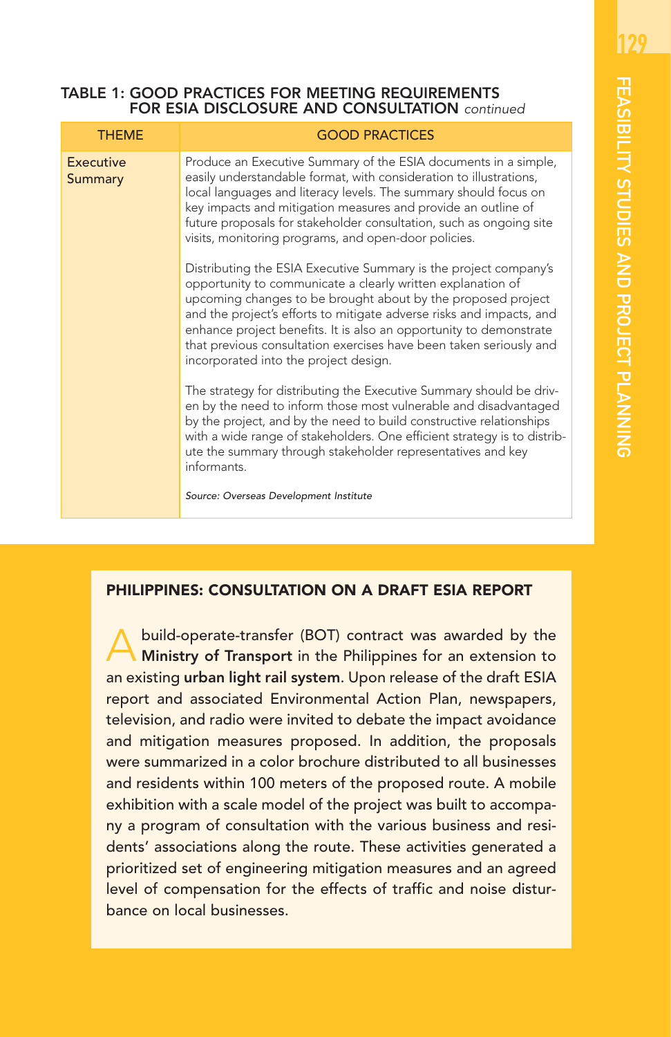### TABLE 1: GOOD PRACTICES FOR MEETING REQUIREMENTS FOR ESIA DISCLOSURE AND CONSULTATION *continued*

| THEME | GOOD PRACTICES |
|---|---|
| Executive Summary | Produce an Executive Summary of the ESIA documents in a simple, easily understandable format, with consideration to illustrations, local languages and literacy levels. The summary should focus on key impacts and mitigation measures and provide an outline of future proposals for stakeholder consultation, such as ongoing site visits, monitoring programs, and open-door policies.<br><br>Distributing the ESIA Executive Summary is the project company's opportunity to communicate a clearly written explanation of upcoming changes to be brought about by the proposed project and the project's efforts to mitigate adverse risks and impacts, and enhance project benefits. It is also an opportunity to demonstrate that previous consultation exercises have been taken seriously and incorporated into the project design.<br><br>The strategy for distributing the Executive Summary should be driven by the need to inform those most vulnerable and disadvantaged by the project, and by the need to build constructive relationships with a wide range of stakeholders. One efficient strategy is to distribute the summary through stakeholder representatives and key informants.<br><br>*Source: Overseas Development Institute* |

### PHILIPPINES: CONSULTATION ON A DRAFT ESIA REPORT

A build-operate-transfer (BOT) contract was awarded by the **Ministry of Transport** in the Philippines for an extension to an existing **urban light rail system**. Upon release of the draft ESIA report and associated Environmental Action Plan, newspapers, television, and radio were invited to debate the impact avoidance and mitigation measures proposed. In addition, the proposals were summarized in a color brochure distributed to all businesses and residents within 100 meters of the proposed route. A mobile exhibition with a scale model of the project was built to accompany a program of consultation with the various business and residents' associations along the route. These activities generated a prioritized set of engineering mitigation measures and an agreed level of compensation for the effects of traffic and noise disturbance on local businesses.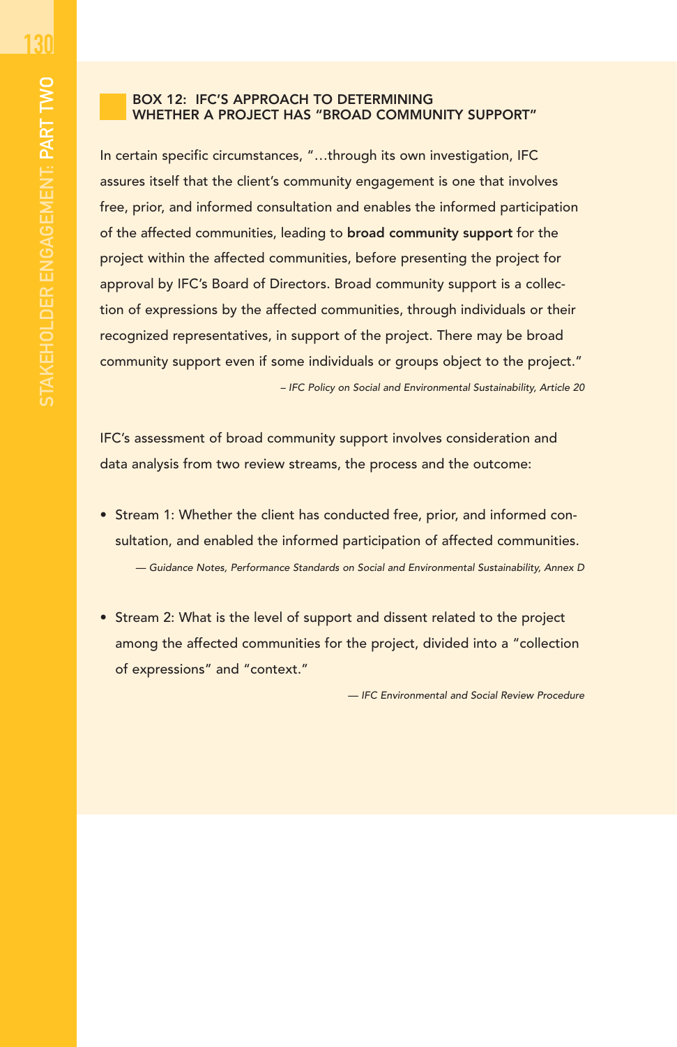### BOX 12: IFC'S APPROACH TO DETERMINING WHETHER A PROJECT HAS "BROAD COMMUNITY SUPPORT"

In certain specific circumstances, "…through its own investigation, IFC assures itself that the client's community engagement is one that involves free, prior, and informed consultation and enables the informed participation of the affected communities, leading to **broad community support** for the project within the affected communities, before presenting the project for approval by IFC's Board of Directors. Broad community support is a collection of expressions by the affected communities, through individuals or their recognized representatives, in support of the project. There may be broad community support even if some individuals or groups object to the project."

*– IFC Policy on Social and Environmental Sustainability, Article 20*

IFC's assessment of broad community support involves consideration and data analysis from two review streams, the process and the outcome:

- Stream 1: Whether the client has conducted free, prior, and informed consultation, and enabled the informed participation of affected communities.

  *— Guidance Notes, Performance Standards on Social and Environmental Sustainability, Annex D*

- Stream 2: What is the level of support and dissent related to the project among the affected communities for the project, divided into a "collection of expressions" and "context."

  *— IFC Environmental and Social Review Procedure*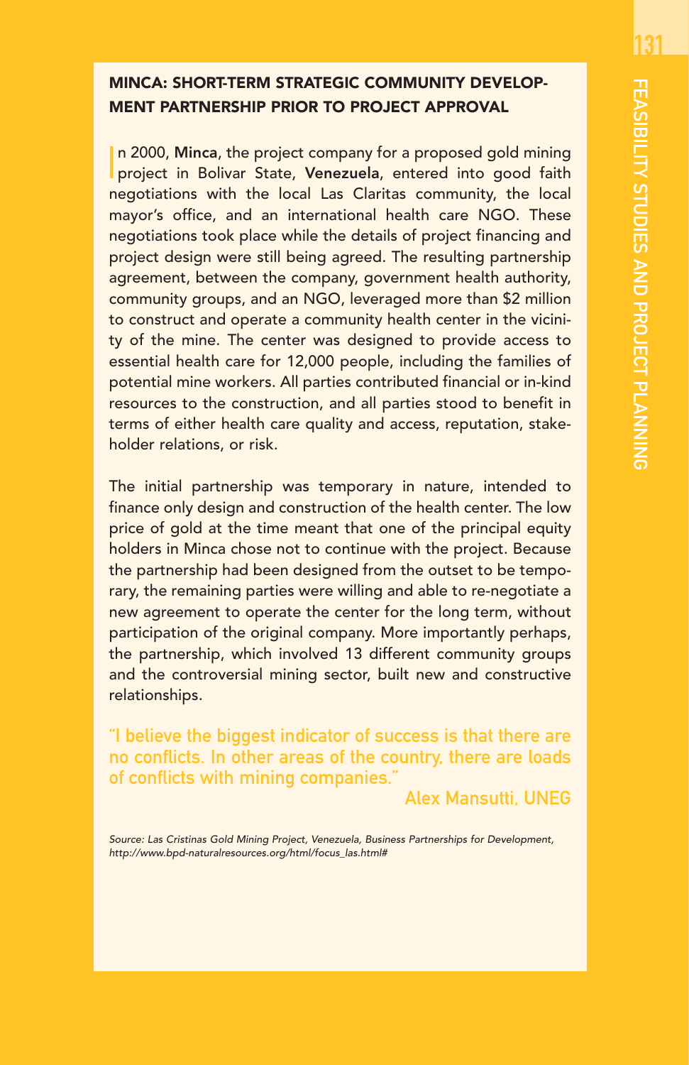## MINCA: SHORT-TERM STRATEGIC COMMUNITY DEVELOPMENT PARTNERSHIP PRIOR TO PROJECT APPROVAL

In 2000, **Minca**, the project company for a proposed gold mining project in Bolivar State, **Venezuela**, entered into good faith negotiations with the local Las Claritas community, the local mayor's office, and an international health care NGO. These negotiations took place while the details of project financing and project design were still being agreed. The resulting partnership agreement, between the company, government health authority, community groups, and an NGO, leveraged more than $2 million to construct and operate a community health center in the vicinity of the mine. The center was designed to provide access to essential health care for 12,000 people, including the families of potential mine workers. All parties contributed financial or in-kind resources to the construction, and all parties stood to benefit in terms of either health care quality and access, reputation, stakeholder relations, or risk.

The initial partnership was temporary in nature, intended to finance only design and construction of the health center. The low price of gold at the time meant that one of the principal equity holders in Minca chose not to continue with the project. Because the partnership had been designed from the outset to be temporary, the remaining parties were willing and able to re-negotiate a new agreement to operate the center for the long term, without participation of the original company. More importantly perhaps, the partnership, which involved 13 different community groups and the controversial mining sector, built new and constructive relationships.

"I believe the biggest indicator of success is that there are no conflicts. In other areas of the country, there are loads of conflicts with mining companies."

Alex Mansutti, UNEG

*Source: Las Cristinas Gold Mining Project, Venezuela, Business Partnerships for Development, http://www.bpd-naturalresources.org/html/focus_las.html#*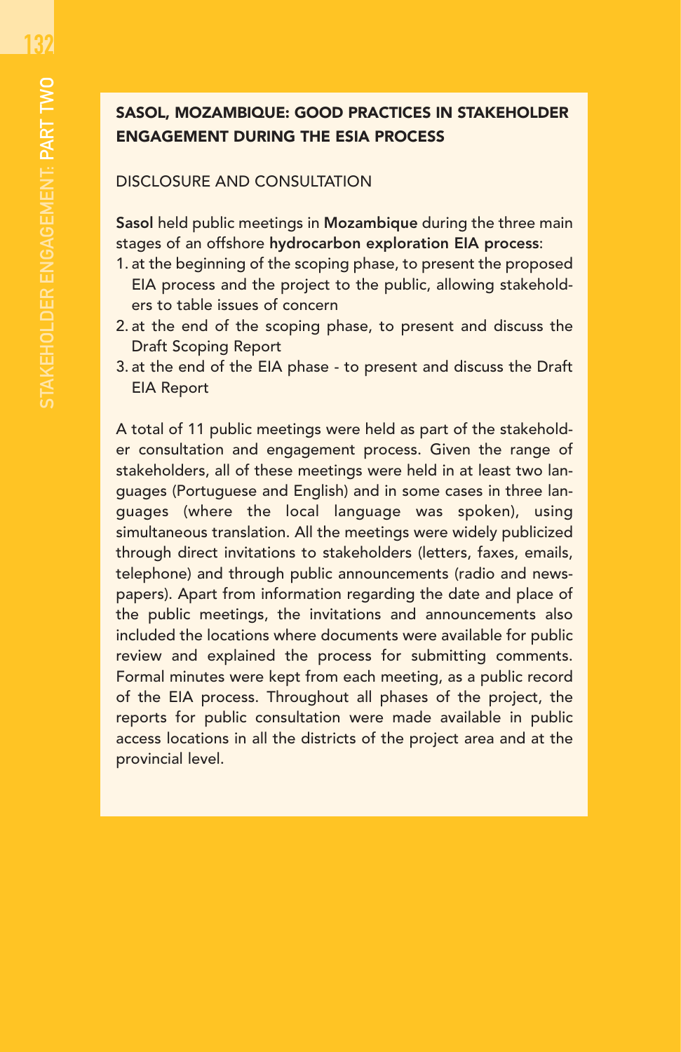## SASOL, MOZAMBIQUE: GOOD PRACTICES IN STAKEHOLDER ENGAGEMENT DURING THE ESIA PROCESS

DISCLOSURE AND CONSULTATION

**Sasol** held public meetings in **Mozambique** during the three main stages of an offshore **hydrocarbon exploration EIA process**:

1. at the beginning of the scoping phase, to present the proposed EIA process and the project to the public, allowing stakeholders to table issues of concern
2. at the end of the scoping phase, to present and discuss the Draft Scoping Report
3. at the end of the EIA phase - to present and discuss the Draft EIA Report

A total of 11 public meetings were held as part of the stakeholder consultation and engagement process. Given the range of stakeholders, all of these meetings were held in at least two languages (Portuguese and English) and in some cases in three languages (where the local language was spoken), using simultaneous translation. All the meetings were widely publicized through direct invitations to stakeholders (letters, faxes, emails, telephone) and through public announcements (radio and newspapers). Apart from information regarding the date and place of the public meetings, the invitations and announcements also included the locations where documents were available for public review and explained the process for submitting comments. Formal minutes were kept from each meeting, as a public record of the EIA process. Throughout all phases of the project, the reports for public consultation were made available in public access locations in all the districts of the project area and at the provincial level.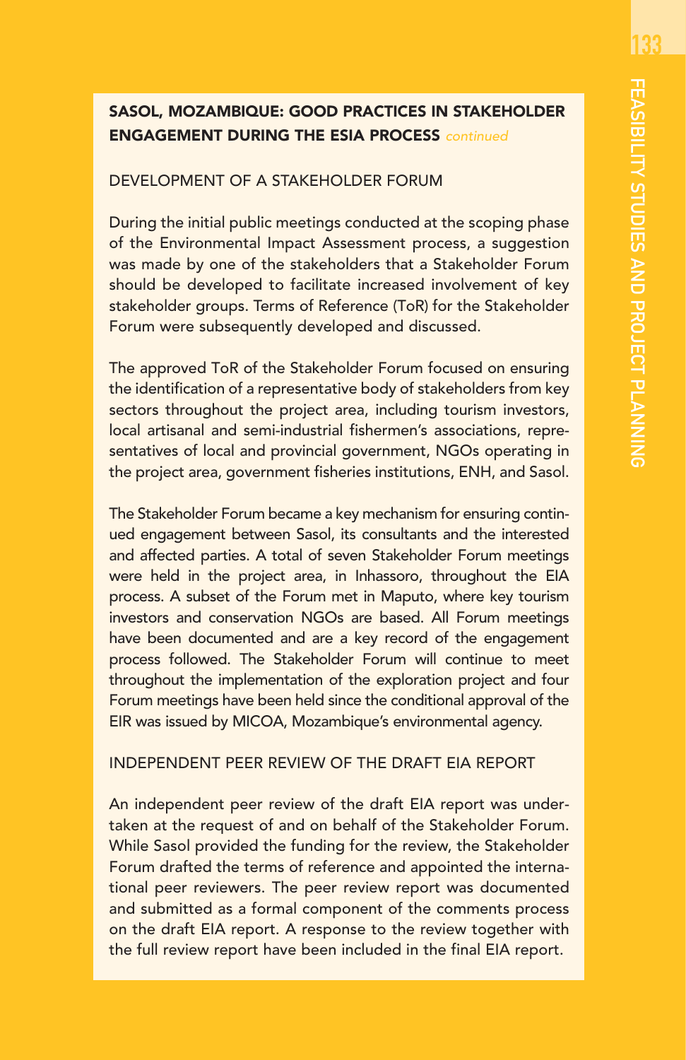## SASOL, MOZAMBIQUE: GOOD PRACTICES IN STAKEHOLDER ENGAGEMENT DURING THE ESIA PROCESS *continued*

### DEVELOPMENT OF A STAKEHOLDER FORUM

During the initial public meetings conducted at the scoping phase of the Environmental Impact Assessment process, a suggestion was made by one of the stakeholders that a Stakeholder Forum should be developed to facilitate increased involvement of key stakeholder groups. Terms of Reference (ToR) for the Stakeholder Forum were subsequently developed and discussed.

The approved ToR of the Stakeholder Forum focused on ensuring the identification of a representative body of stakeholders from key sectors throughout the project area, including tourism investors, local artisanal and semi-industrial fishermen's associations, representatives of local and provincial government, NGOs operating in the project area, government fisheries institutions, ENH, and Sasol.

The Stakeholder Forum became a key mechanism for ensuring continued engagement between Sasol, its consultants and the interested and affected parties. A total of seven Stakeholder Forum meetings were held in the project area, in Inhassoro, throughout the EIA process. A subset of the Forum met in Maputo, where key tourism investors and conservation NGOs are based. All Forum meetings have been documented and are a key record of the engagement process followed. The Stakeholder Forum will continue to meet throughout the implementation of the exploration project and four Forum meetings have been held since the conditional approval of the EIR was issued by MICOA, Mozambique's environmental agency.

### INDEPENDENT PEER REVIEW OF THE DRAFT EIA REPORT

An independent peer review of the draft EIA report was undertaken at the request of and on behalf of the Stakeholder Forum. While Sasol provided the funding for the review, the Stakeholder Forum drafted the terms of reference and appointed the international peer reviewers. The peer review report was documented and submitted as a formal component of the comments process on the draft EIA report. A response to the review together with the full review report have been included in the final EIA report.